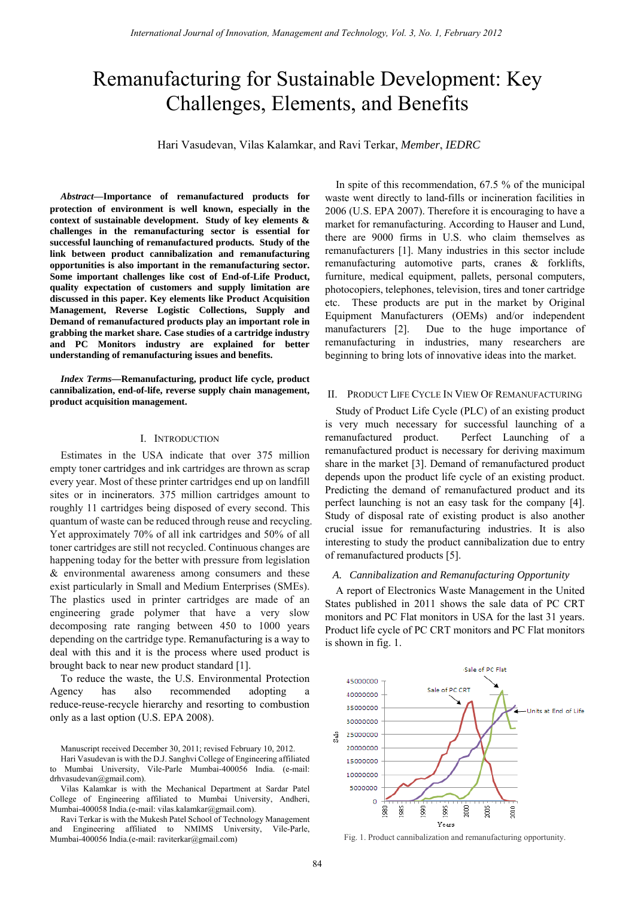# Remanufacturing for Sustainable Development: Key Challenges, Elements, and Benefits

Hari Vasudevan, Vilas Kalamkar, and Ravi Terkar, *Member*, *IEDRC*

***Abstract*—Importance of remanufactured products for protection of environment is well known, especially in the context of sustainable development. Study of key elements & challenges in the remanufacturing sector is essential for successful launching of remanufactured products. Study of the link between product cannibalization and remanufacturing opportunities is also important in the remanufacturing sector. Some important challenges like cost of End-of-Life Product, quality expectation of customers and supply limitation are discussed in this paper. Key elements like Product Acquisition Management, Reverse Logistic Collections, Supply and Demand of remanufactured products play an important role in grabbing the market share. Case studies of a cartridge industry and PC Monitors industry are explained for better understanding of remanufacturing issues and benefits.**

***Index Terms*—Remanufacturing, product life cycle, product cannibalization, end-of-life, reverse supply chain management, product acquisition management.**

## I. Introduction

Estimates in the USA indicate that over 375 million empty toner cartridges and ink cartridges are thrown as scrap every year. Most of these printer cartridges end up on landfill sites or in incinerators. 375 million cartridges amount to roughly 11 cartridges being disposed of every second. This quantum of waste can be reduced through reuse and recycling. Yet approximately 70% of all ink cartridges and 50% of all toner cartridges are still not recycled. Continuous changes are happening today for the better with pressure from legislation & environmental awareness among consumers and these exist particularly in Small and Medium Enterprises (SMEs). The plastics used in printer cartridges are made of an engineering grade polymer that have a very slow decomposing rate ranging between 450 to 1000 years depending on the cartridge type. Remanufacturing is a way to deal with this and it is the process where used product is brought back to near new product standard [1].

To reduce the waste, the U.S. Environmental Protection Agency has also recommended adopting a reduce-reuse-recycle hierarchy and resorting to combustion only as a last option (U.S. EPA 2008).

Manuscript received December 30, 2011; revised February 10, 2012.

Hari Vasudevan is with the D.J. Sanghvi College of Engineering affiliated to Mumbai University, Vile-Parle Mumbai-400056 India. (e-mail: drhvasudevan@gmail.com).

Vilas Kalamkar is with the Mechanical Department at Sardar Patel College of Engineering affiliated to Mumbai University, Andheri, Mumbai-400058 India.(e-mail: vilas.kalamkar@gmail.com).

Ravi Terkar is with the Mukesh Patel School of Technology Management and Engineering affiliated to NMIMS University, Vile-Parle, Mumbai-400056 India.(e-mail: raviterkar@gmail.com)

In spite of this recommendation, 67.5 % of the municipal waste went directly to land-fills or incineration facilities in 2006 (U.S. EPA 2007). Therefore it is encouraging to have a market for remanufacturing. According to Hauser and Lund, there are 9000 firms in U.S. who claim themselves as remanufacturers [1]. Many industries in this sector include remanufacturing automotive parts, cranes & forklifts, furniture, medical equipment, pallets, personal computers, photocopiers, telephones, television, tires and toner cartridge etc. These products are put in the market by Original Equipment Manufacturers (OEMs) and/or independent manufacturers [2]. Due to the huge importance of remanufacturing in industries, many researchers are beginning to bring lots of innovative ideas into the market.

## II. Product Life Cycle In View Of Remanufacturing

Study of Product Life Cycle (PLC) of an existing product is very much necessary for successful launching of a remanufactured product. Perfect Launching of a remanufactured product is necessary for deriving maximum share in the market [3]. Demand of remanufactured product depends upon the product life cycle of an existing product. Predicting the demand of remanufactured product and its perfect launching is not an easy task for the company [4]. Study of disposal rate of existing product is also another crucial issue for remanufacturing industries. It is also interesting to study the product cannibalization due to entry of remanufactured products [5].

### *A. Cannibalization and Remanufacturing Opportunity*

A report of Electronics Waste Management in the United States published in 2011 shows the sale data of PC CRT monitors and PC Flat monitors in USA for the last 31 years. Product life cycle of PC CRT monitors and PC Flat monitors is shown in fig. 1.

Fig. 1. Product cannibalization and remanufacturing opportunity.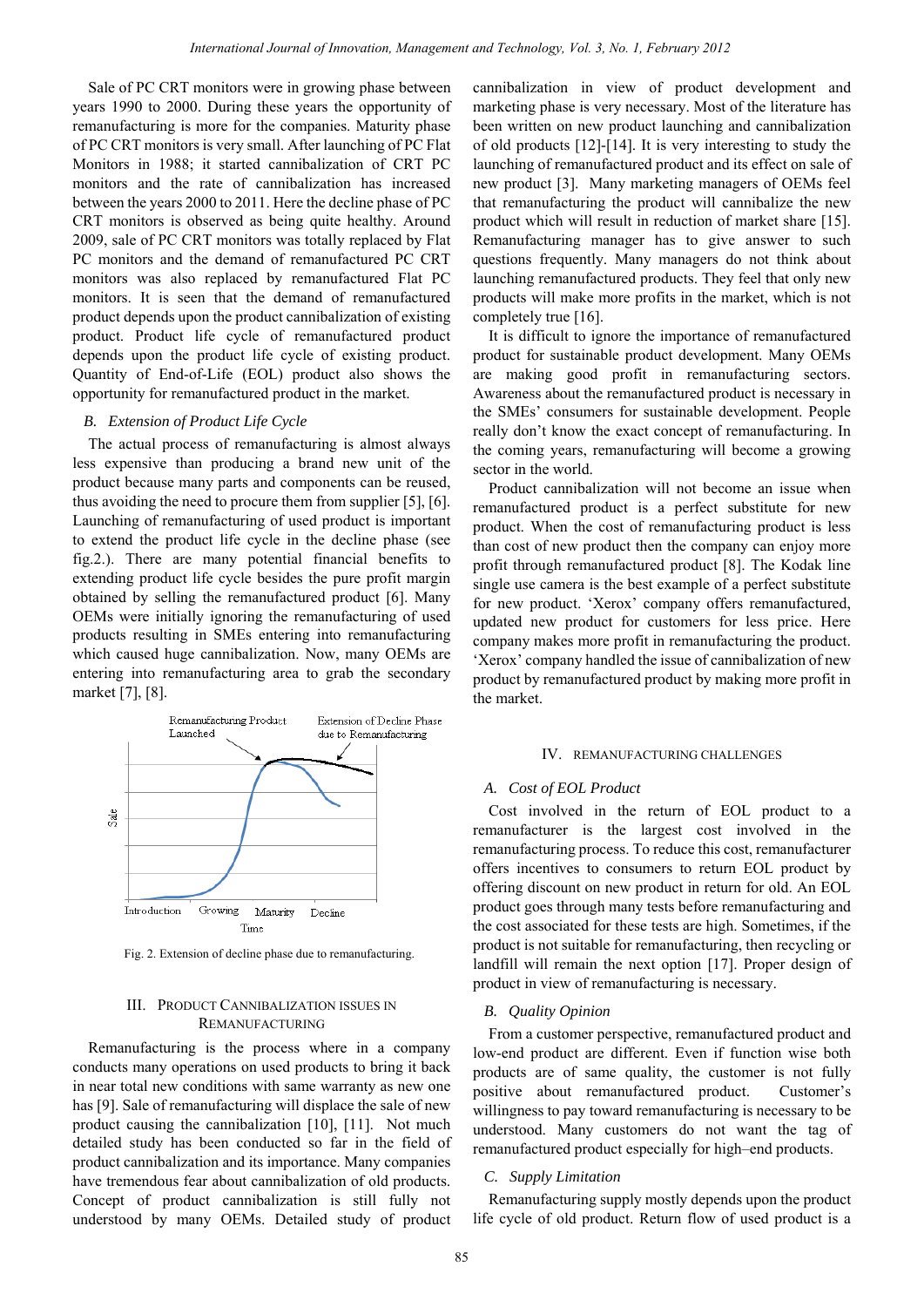Sale of PC CRT monitors were in growing phase between years 1990 to 2000. During these years the opportunity of remanufacturing is more for the companies. Maturity phase of PC CRT monitors is very small. After launching of PC Flat Monitors in 1988; it started cannibalization of CRT PC monitors and the rate of cannibalization has increased between the years 2000 to 2011. Here the decline phase of PC CRT monitors is observed as being quite healthy. Around 2009, sale of PC CRT monitors was totally replaced by Flat PC monitors and the demand of remanufactured PC CRT monitors was also replaced by remanufactured Flat PC monitors. It is seen that the demand of remanufactured product depends upon the product cannibalization of existing product. Product life cycle of remanufactured product depends upon the product life cycle of existing product. Quantity of End-of-Life (EOL) product also shows the opportunity for remanufactured product in the market.

### *B. Extension of Product Life Cycle*

The actual process of remanufacturing is almost always less expensive than producing a brand new unit of the product because many parts and components can be reused, thus avoiding the need to procure them from supplier [5], [6]. Launching of remanufacturing of used product is important to extend the product life cycle in the decline phase (see fig.2.). There are many potential financial benefits to extending product life cycle besides the pure profit margin obtained by selling the remanufactured product [6]. Many OEMs were initially ignoring the remanufacturing of used products resulting in SMEs entering into remanufacturing which caused huge cannibalization. Now, many OEMs are entering into remanufacturing area to grab the secondary market [7], [8].

Remanufacturing Product Launched

Extension of Decline Phase due to Remanufacturing

Sale

Introduction Growing Maturity Decline

Time

Fig. 2. Extension of decline phase due to remanufacturing.

## III. Product Cannibalization Issues in Remanufacturing

Remanufacturing is the process where in a company conducts many operations on used products to bring it back in near total new conditions with same warranty as new one has [9]. Sale of remanufacturing will displace the sale of new product causing the cannibalization [10], [11]. Not much detailed study has been conducted so far in the field of product cannibalization and its importance. Many companies have tremendous fear about cannibalization of old products. Concept of product cannibalization is still fully not understood by many OEMs. Detailed study of product cannibalization in view of product development and marketing phase is very necessary. Most of the literature has been written on new product launching and cannibalization of old products [12]-[14]. It is very interesting to study the launching of remanufactured product and its effect on sale of new product [3]. Many marketing managers of OEMs feel that remanufacturing the product will cannibalize the new product which will result in reduction of market share [15]. Remanufacturing manager has to give answer to such questions frequently. Many managers do not think about launching remanufactured products. They feel that only new products will make more profits in the market, which is not completely true [16].

It is difficult to ignore the importance of remanufactured product for sustainable product development. Many OEMs are making good profit in remanufacturing sectors. Awareness about the remanufactured product is necessary in the SMEs' consumers for sustainable development. People really don't know the exact concept of remanufacturing. In the coming years, remanufacturing will become a growing sector in the world.

Product cannibalization will not become an issue when remanufactured product is a perfect substitute for new product. When the cost of remanufacturing product is less than cost of new product then the company can enjoy more profit through remanufactured product [8]. The Kodak line single use camera is the best example of a perfect substitute for new product. 'Xerox' company offers remanufactured, updated new product for customers for less price. Here company makes more profit in remanufacturing the product. 'Xerox' company handled the issue of cannibalization of new product by remanufactured product by making more profit in the market.

## IV. Remanufacturing Challenges

### *A. Cost of EOL Product*

Cost involved in the return of EOL product to a remanufacturer is the largest cost involved in the remanufacturing process. To reduce this cost, remanufacturer offers incentives to consumers to return EOL product by offering discount on new product in return for old. An EOL product goes through many tests before remanufacturing and the cost associated for these tests are high. Sometimes, if the product is not suitable for remanufacturing, then recycling or landfill will remain the next option [17]. Proper design of product in view of remanufacturing is necessary.

### *B. Quality Opinion*

From a customer perspective, remanufactured product and low-end product are different. Even if function wise both products are of same quality, the customer is not fully positive about remanufactured product. Customer's willingness to pay toward remanufacturing is necessary to be understood. Many customers do not want the tag of remanufactured product especially for high–end products.

### *C. Supply Limitation*

Remanufacturing supply mostly depends upon the product life cycle of old product. Return flow of used product is a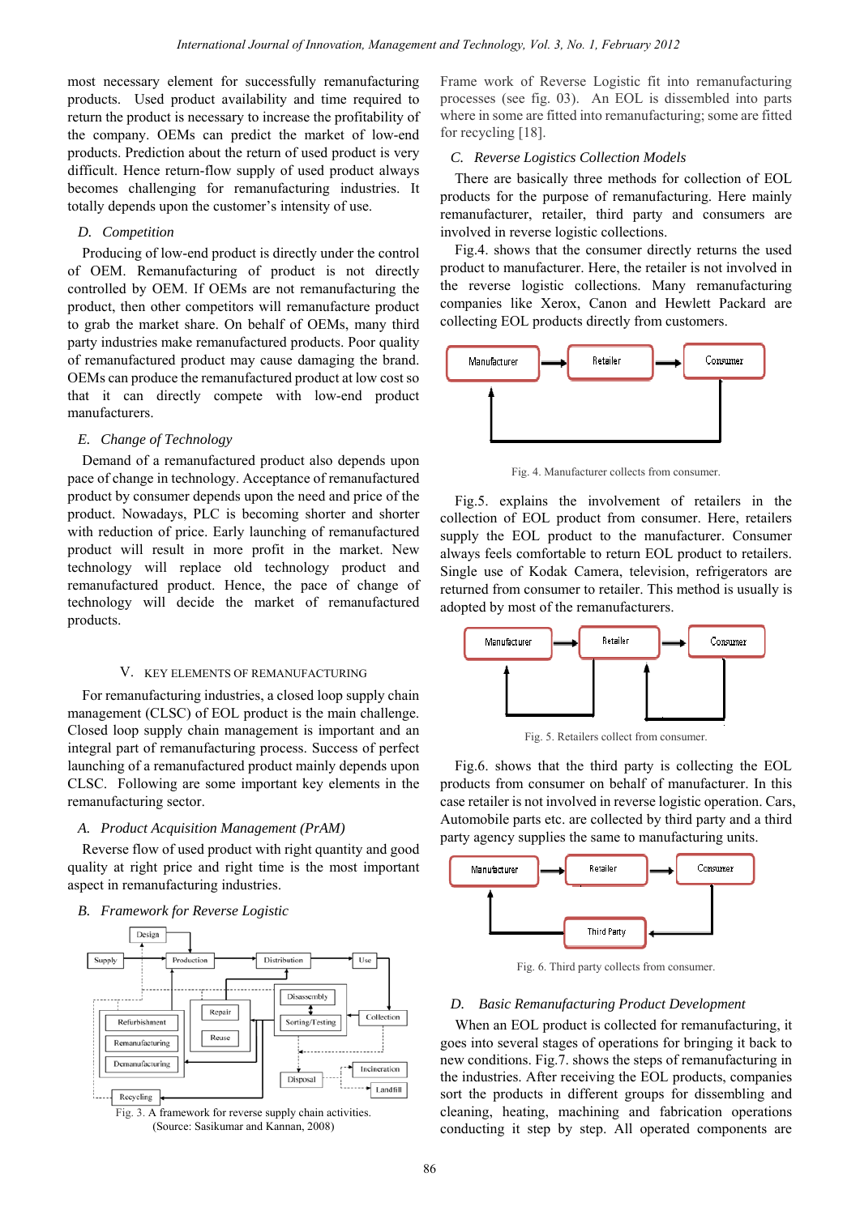most necessary element for successfully remanufacturing products. Used product availability and time required to return the product is necessary to increase the profitability of the company. OEMs can predict the market of low-end products. Prediction about the return of used product is very difficult. Hence return-flow supply of used product always becomes challenging for remanufacturing industries. It totally depends upon the customer's intensity of use.

### D. Competition

Producing of low-end product is directly under the control of OEM. Remanufacturing of product is not directly controlled by OEM. If OEMs are not remanufacturing the product, then other competitors will remanufacture product to grab the market share. On behalf of OEMs, many third party industries make remanufactured products. Poor quality of remanufactured product may cause damaging the brand. OEMs can produce the remanufactured product at low cost so that it can directly compete with low-end product manufacturers.

### E. Change of Technology

Demand of a remanufactured product also depends upon pace of change in technology. Acceptance of remanufactured product by consumer depends upon the need and price of the product. Nowadays, PLC is becoming shorter and shorter with reduction of price. Early launching of remanufactured product will result in more profit in the market. New technology will replace old technology product and remanufactured product. Hence, the pace of change of technology will decide the market of remanufactured products.

## V. Key Elements of Remanufacturing

For remanufacturing industries, a closed loop supply chain management (CLSC) of EOL product is the main challenge. Closed loop supply chain management is important and an integral part of remanufacturing process. Success of perfect launching of a remanufactured product mainly depends upon CLSC. Following are some important key elements in the remanufacturing sector.

### A. Product Acquisition Management (PrAM)

Reverse flow of used product with right quantity and good quality at right price and right time is the most important aspect in remanufacturing industries.

### B. Framework for Reverse Logistic

Fig. 3. A framework for reverse supply chain activities. (Source: Sasikumar and Kannan, 2008)

Frame work of Reverse Logistic fit into remanufacturing processes (see fig. 03). An EOL is dissembled into parts where in some are fitted into remanufacturing; some are fitted for recycling [18].

### C. Reverse Logistics Collection Models

There are basically three methods for collection of EOL products for the purpose of remanufacturing. Here mainly remanufacturer, retailer, third party and consumers are involved in reverse logistic collections.

Fig.4. shows that the consumer directly returns the used product to manufacturer. Here, the retailer is not involved in the reverse logistic collections. Many remanufacturing companies like Xerox, Canon and Hewlett Packard are collecting EOL products directly from customers.

Fig. 4. Manufacturer collects from consumer.

Fig.5. explains the involvement of retailers in the collection of EOL product from consumer. Here, retailers supply the EOL product to the manufacturer. Consumer always feels comfortable to return EOL product to retailers. Single use of Kodak Camera, television, refrigerators are returned from consumer to retailer. This method is usually is adopted by most of the remanufacturers.

Fig. 5. Retailers collect from consumer.

Fig.6. shows that the third party is collecting the EOL products from consumer on behalf of manufacturer. In this case retailer is not involved in reverse logistic operation. Cars, Automobile parts etc. are collected by third party and a third party agency supplies the same to manufacturing units.

Fig. 6. Third party collects from consumer.

### D. Basic Remanufacturing Product Development

When an EOL product is collected for remanufacturing, it goes into several stages of operations for bringing it back to new conditions. Fig.7. shows the steps of remanufacturing in the industries. After receiving the EOL products, companies sort the products in different groups for dissembling and cleaning, heating, machining and fabrication operations conducting it step by step. All operated components are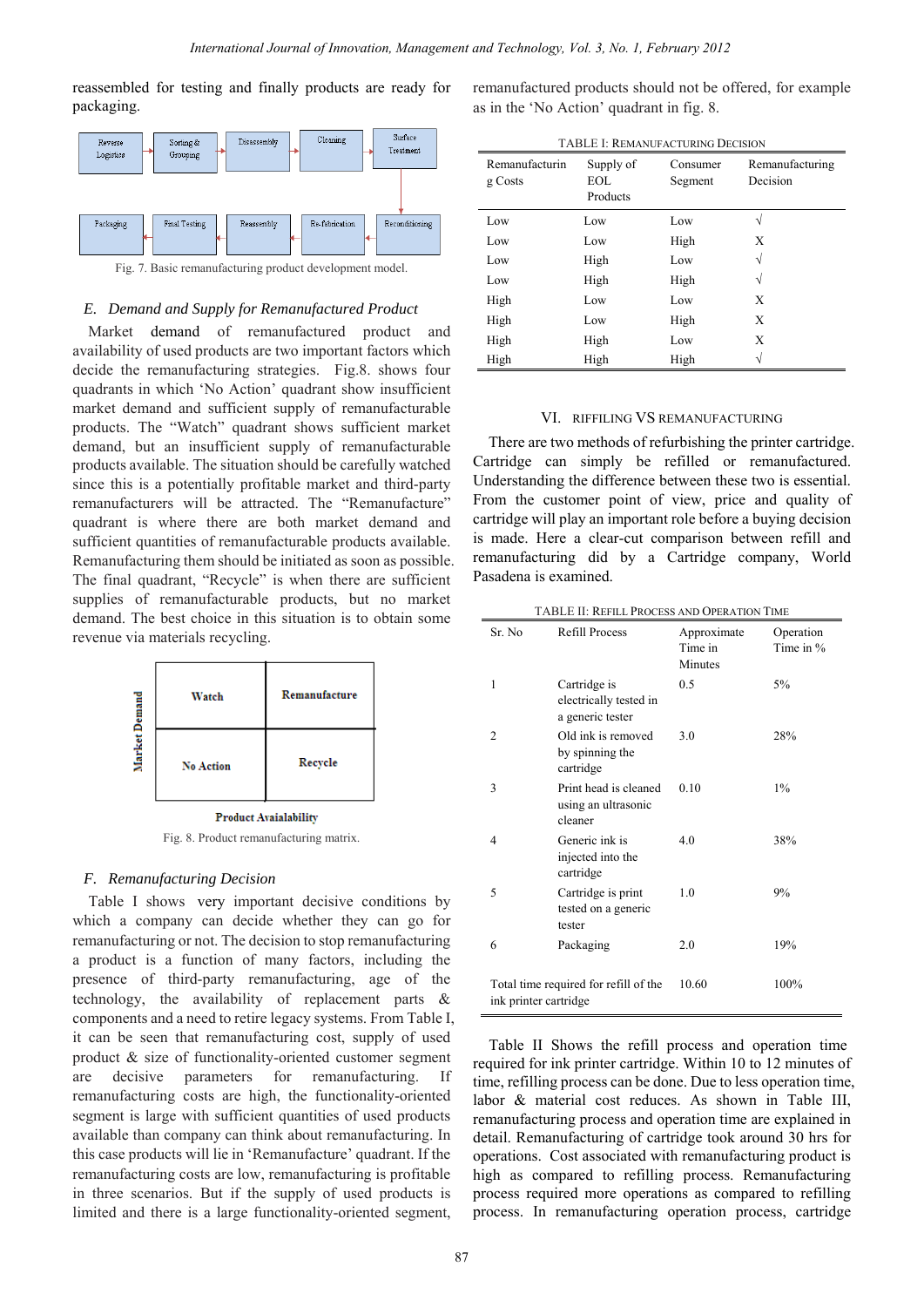reassembled for testing and finally products are ready for packaging.

Fig. 7. Basic remanufacturing product development model.

### E. Demand and Supply for Remanufactured Product

Market demand of remanufactured product and availability of used products are two important factors which decide the remanufacturing strategies. Fig.8. shows four quadrants in which 'No Action' quadrant show insufficient market demand and sufficient supply of remanufacturable products. The "Watch" quadrant shows sufficient market demand, but an insufficient supply of remanufacturable products available. The situation should be carefully watched since this is a potentially profitable market and third-party remanufacturers will be attracted. The "Remanufacture" quadrant is where there are both market demand and sufficient quantities of remanufacturable products available. Remanufacturing them should be initiated as soon as possible. The final quadrant, "Recycle" is when there are sufficient supplies of remanufacturable products, but no market demand. The best choice in this situation is to obtain some revenue via materials recycling.

Fig. 8. Product remanufacturing matrix.

### F. Remanufacturing Decision

Table I shows very important decisive conditions by which a company can decide whether they can go for remanufacturing or not. The decision to stop remanufacturing a product is a function of many factors, including the presence of third-party remanufacturing, age of the technology, the availability of replacement parts & components and a need to retire legacy systems. From Table I, it can be seen that remanufacturing cost, supply of used product & size of functionality-oriented customer segment are decisive parameters for remanufacturing. If remanufacturing costs are high, the functionality-oriented segment is large with sufficient quantities of used products available than company can think about remanufacturing. In this case products will lie in 'Remanufacture' quadrant. If the remanufacturing costs are low, remanufacturing is profitable in three scenarios. But if the supply of used products is limited and there is a large functionality-oriented segment, remanufactured products should not be offered, for example as in the 'No Action' quadrant in fig. 8.

TABLE I: REMANUFACTURING DECISION

| Remanufacturing Costs | Supply of EOL Products | Consumer Segment | Remanufacturing Decision |
|---|---|---|---|
| Low | Low | Low | √ |
| Low | Low | High | X |
| Low | High | Low | √ |
| Low | High | High | √ |
| High | Low | Low | X |
| High | Low | High | X |
| High | High | Low | X |
| High | High | High | √ |

## VI. RIFFILING VS REMANUFACTURING

There are two methods of refurbishing the printer cartridge. Cartridge can simply be refilled or remanufactured. Understanding the difference between these two is essential. From the customer point of view, price and quality of cartridge will play an important role before a buying decision is made. Here a clear-cut comparison between refill and remanufacturing did by a Cartridge company, World Pasadena is examined.

TABLE II: REFILL PROCESS AND OPERATION TIME

| Sr. No | Refill Process | Approximate Time in Minutes | Operation Time in % |
|---|---|---|---|
| 1 | Cartridge is electrically tested in a generic tester | 0.5 | 5% |
| 2 | Old ink is removed by spinning the cartridge | 3.0 | 28% |
| 3 | Print head is cleaned using an ultrasonic cleaner | 0.10 | 1% |
| 4 | Generic ink is injected into the cartridge | 4.0 | 38% |
| 5 | Cartridge is print tested on a generic tester | 1.0 | 9% |
| 6 | Packaging | 2.0 | 19% |
| Total time required for refill of the ink printer cartridge | | 10.60 | 100% |

Table II Shows the refill process and operation time required for ink printer cartridge. Within 10 to 12 minutes of time, refilling process can be done. Due to less operation time, labor & material cost reduces. As shown in Table III, remanufacturing process and operation time are explained in detail. Remanufacturing of cartridge took around 30 hrs for operations. Cost associated with remanufacturing product is high as compared to refilling process. Remanufacturing process required more operations as compared to refilling process. In remanufacturing operation process, cartridge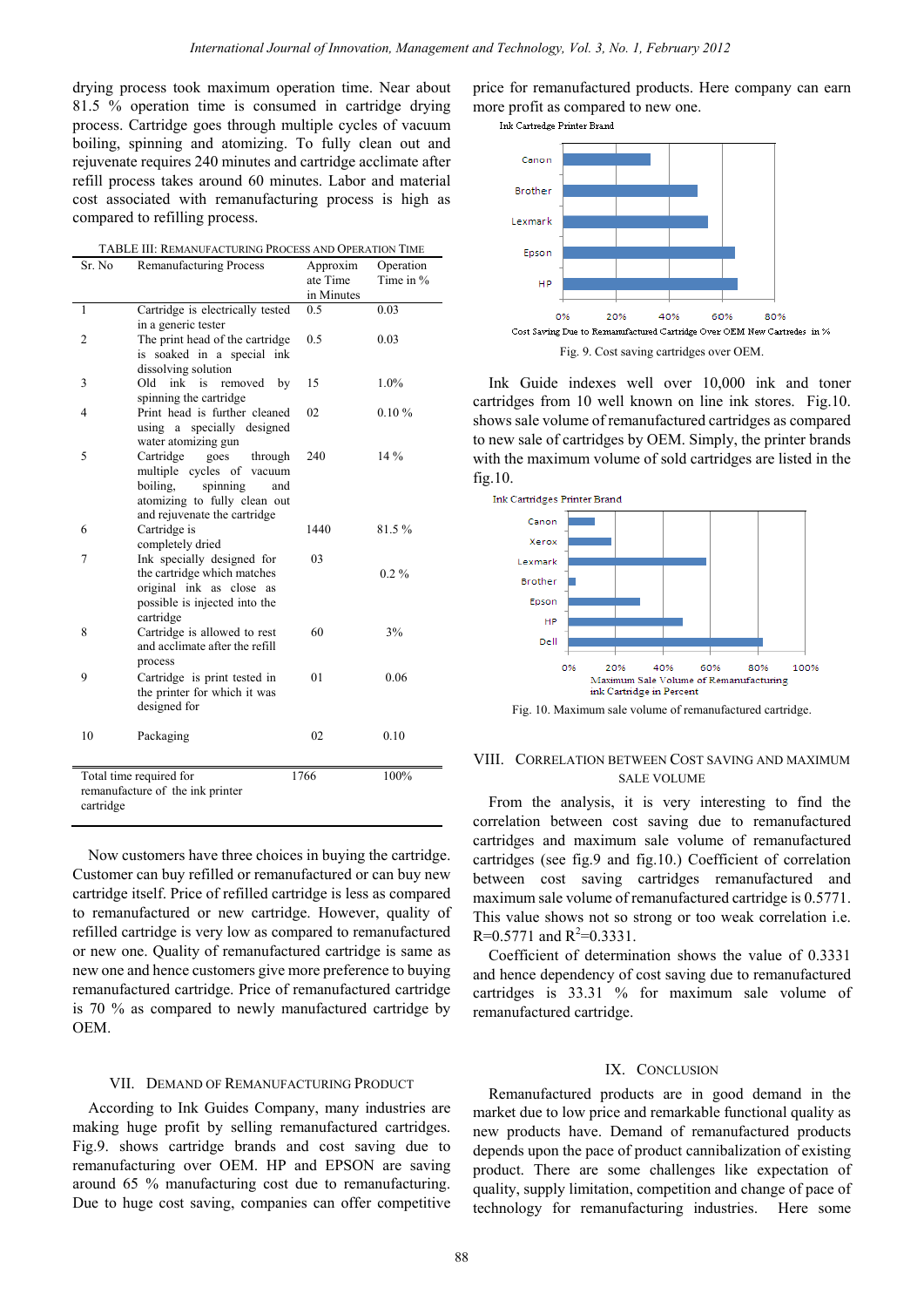drying process took maximum operation time. Near about 81.5 % operation time is consumed in cartridge drying process. Cartridge goes through multiple cycles of vacuum boiling, spinning and atomizing. To fully clean out and rejuvenate requires 240 minutes and cartridge acclimate after refill process takes around 60 minutes. Labor and material cost associated with remanufacturing process is high as compared to refilling process.

TABLE III: REMANUFACTURING PROCESS AND OPERATION TIME

| Sr. No | Remanufacturing Process | Approximate Time in Minutes | Operation Time in % |
|---|---|---|---|
| 1 | Cartridge is electrically tested in a generic tester | 0.5 | 0.03 |
| 2 | The print head of the cartridge is soaked in a special ink dissolving solution | 0.5 | 0.03 |
| 3 | Old ink is removed by spinning the cartridge | 15 | 1.0% |
| 4 | Print head is further cleaned using a specially designed water atomizing gun | 02 | 0.10 % |
| 5 | Cartridge goes through multiple cycles of vacuum boiling, spinning and atomizing to fully clean out and rejuvenate the cartridge | 240 | 14 % |
| 6 | Cartridge is completely dried | 1440 | 81.5 % |
| 7 | Ink specially designed for the cartridge which matches original ink as close as possible is injected into the cartridge | 03 | 0.2 % |
| 8 | Cartridge is allowed to rest and acclimate after the refill process | 60 | 3% |
| 9 | Cartridge is print tested in the printer for which it was designed for | 01 | 0.06 |
| 10 | Packaging | 02 | 0.10 |
| Total time required for remanufacture of the ink printer cartridge | | 1766 | 100% |

Now customers have three choices in buying the cartridge. Customer can buy refilled or remanufactured or can buy new cartridge itself. Price of refilled cartridge is less as compared to remanufactured or new cartridge. However, quality of refilled cartridge is very low as compared to remanufactured or new one. Quality of remanufactured cartridge is same as new one and hence customers give more preference to buying remanufactured cartridge. Price of remanufactured cartridge is 70 % as compared to newly manufactured cartridge by OEM.

## VII. DEMAND OF REMANUFACTURING PRODUCT

According to Ink Guides Company, many industries are making huge profit by selling remanufactured cartridges. Fig.9. shows cartridge brands and cost saving due to remanufacturing over OEM. HP and EPSON are saving around 65 % manufacturing cost due to remanufacturing. Due to huge cost saving, companies can offer competitive price for remanufactured products. Here company can earn more profit as compared to new one.

Fig. 9. Cost saving cartridges over OEM.

Ink Guide indexes well over 10,000 ink and toner cartridges from 10 well known on line ink stores. Fig.10. shows sale volume of remanufactured cartridges as compared to new sale of cartridges by OEM. Simply, the printer brands with the maximum volume of sold cartridges are listed in the fig.10.

Fig. 10. Maximum sale volume of remanufactured cartridge.

## VIII. CORRELATION BETWEEN COST SAVING AND MAXIMUM SALE VOLUME

From the analysis, it is very interesting to find the correlation between cost saving due to remanufactured cartridges and maximum sale volume of remanufactured cartridges (see fig.9 and fig.10.) Coefficient of correlation between cost saving cartridges remanufactured and maximum sale volume of remanufactured cartridge is 0.5771. This value shows not so strong or too weak correlation i.e. R=0.5771 and $R^2$=0.3331.

Coefficient of determination shows the value of 0.3331 and hence dependency of cost saving due to remanufactured cartridges is 33.31 % for maximum sale volume of remanufactured cartridge.

## IX. CONCLUSION

Remanufactured products are in good demand in the market due to low price and remarkable functional quality as new products have. Demand of remanufactured products depends upon the pace of product cannibalization of existing product. There are some challenges like expectation of quality, supply limitation, competition and change of pace of technology for remanufacturing industries. Here some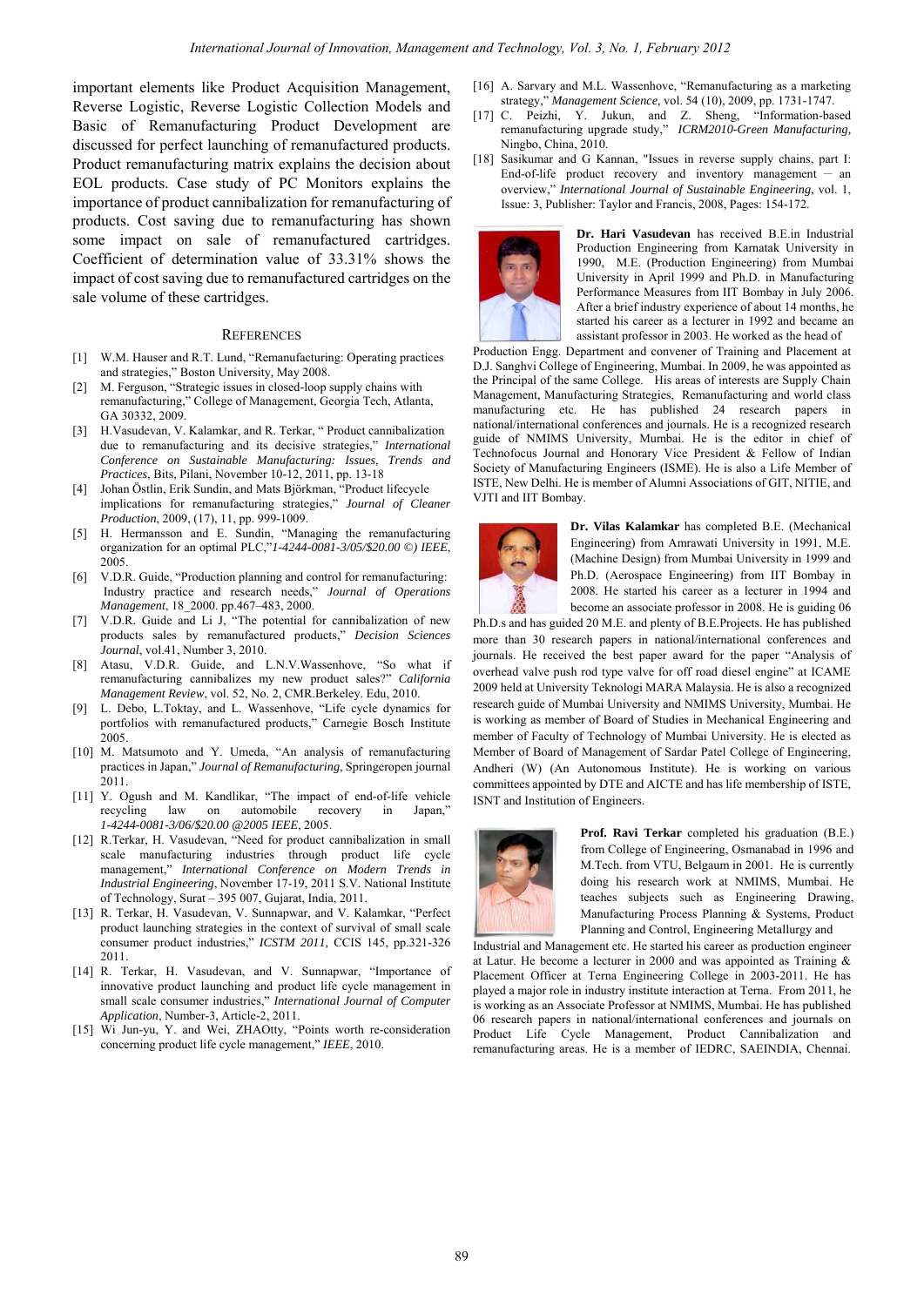important elements like Product Acquisition Management, Reverse Logistic, Reverse Logistic Collection Models and Basic of Remanufacturing Product Development are discussed for perfect launching of remanufactured products. Product remanufacturing matrix explains the decision about EOL products. Case study of PC Monitors explains the importance of product cannibalization for remanufacturing of products. Cost saving due to remanufacturing has shown some impact on sale of remanufactured cartridges. Coefficient of determination value of 33.31% shows the impact of cost saving due to remanufactured cartridges on the sale volume of these cartridges.

## REFERENCES

[1] W.M. Hauser and R.T. Lund, "Remanufacturing: Operating practices and strategies," Boston University, May 2008.

[2] M. Ferguson, "Strategic issues in closed-loop supply chains with remanufacturing," College of Management, Georgia Tech, Atlanta, GA 30332, 2009.

[3] H.Vasudevan, V. Kalamkar, and R. Terkar, " Product cannibalization due to remanufacturing and its decisive strategies," *International Conference on Sustainable Manufacturing: Issues, Trends and Practices*, Bits, Pilani, November 10-12, 2011, pp. 13-18

[4] Johan Östlin, Erik Sundin, and Mats Björkman, "Product lifecycle implications for remanufacturing strategies," *Journal of Cleaner Production*, 2009, (17), 11, pp. 999-1009.

[5] H. Hermansson and E. Sundin, "Managing the remanufacturing organization for an optimal PLC,"*1-4244-0081-3/05/$20.00 ©) IEEE*, 2005.

[6] V.D.R. Guide, "Production planning and control for remanufacturing: Industry practice and research needs," *Journal of Operations Management*, 18_2000. pp.467–483, 2000.

[7] Atasu, V.D.R. Guide and Li J, "The potential for cannibalization of new products sales by remanufactured products," *Decision Sciences Journal*, vol.41, Number 3, 2010.

[8] Atasu, V.D.R. Guide, and L.N.V.Wassenhove, "So what if remanufacturing cannibalizes my new product sales?" *California Management Review*, vol. 52, No. 2, CMR.Berkeley. Edu, 2010.

[9] L. Debo, L.Toktay, and L. Wassenhove, "Life cycle dynamics for portfolios with remanufactured products," Carnegie Bosch Institute 2005.

[10] M. Matsumoto and Y. Umeda, "An analysis of remanufacturing practices in Japan," *Journal of Remanufacturing*, Springeropen journal 2011.

[11] Y. Ogush and M. Kandlikar, "The impact of end-of-life vehicle recycling law on automobile recovery in Japan," *1-4244-0081-3/06/$20.00 @2005 IEEE*, 2005.

[12] R.Terkar, H. Vasudevan, "Need for product cannibalization in small scale manufacturing industries through product life cycle management," *International Conference on Modern Trends in Industrial Engineering*, November 17-19, 2011 S.V. National Institute of Technology, Surat – 395 007, Gujarat, India, 2011.

[13] R. Terkar, H. Vasudevan, V. Sunnapwar, and V. Kalamkar, "Perfect product launching strategies in the context of survival of small scale consumer product industries," *ICSTM 2011*, CCIS 145, pp.321-326 2011.

[14] R. Terkar, H. Vasudevan, and V. Sunnapwar, "Importance of innovative product launching and product life cycle management in small scale consumer industries," *International Journal of Computer Application*, Number-3, Article-2, 2011.

[15] Wi Jun-yu, Y. and Wei, ZHAOtty, "Points worth re-consideration concerning product life cycle management," *IEEE*, 2010.

[16] A. Sarvary and M.L. Wassenhove, "Remanufacturing as a marketing strategy," *Management Science*, vol. 54 (10), 2009, pp. 1731-1747.

[17] C. Peizhi, Y. Jukun, and Z. Sheng, "Information-based remanufacturing upgrade study," *ICRM2010-Green Manufacturing*, Ningbo, China, 2010.

[18] Sasikumar and G Kannan, "Issues in reverse supply chains, part I: End-of-life product recovery and inventory management – an overview," *International Journal of Sustainable Engineering*, vol. 1, Issue: 3, Publisher: Taylor and Francis, 2008, Pages: 154-172.

**Dr. Hari Vasudevan** has received B.E.in Industrial Production Engineering from Karnatak University in 1990, M.E. (Production Engineering) from Mumbai University in April 1999 and Ph.D. in Manufacturing Performance Measures from IIT Bombay in July 2006. After a brief industry experience of about 14 months, he started his career as a lecturer in 1992 and became an assistant professor in 2003. He worked as the head of Production Engg. Department and convener of Training and Placement at D.J. Sanghvi College of Engineering, Mumbai. In 2009, he was appointed as the Principal of the same College. His areas of interests are Supply Chain Management, Manufacturing Strategies, Remanufacturing and world class manufacturing etc. He has published 24 research papers in national/international conferences and journals. He is a recognized research guide of NMIMS University, Mumbai. He is the editor in chief of Technofocus Journal and Honorary Vice President & Fellow of Indian Society of Manufacturing Engineers (ISME). He is also a Life Member of ISTE, New Delhi. He is member of Alumni Associations of GIT, NITIE, and VJTI and IIT Bombay.

**Dr. Vilas Kalamkar** has completed B.E. (Mechanical Engineering) from Amrawati University in 1991, M.E. (Machine Design) from Mumbai University in 1999 and Ph.D. (Aerospace Engineering) from IIT Bombay in 2008. He started his career as a lecturer in 1994 and become an associate professor in 2008. He is guiding 06 Ph.D.s and has guided 20 M.E. and plenty of B.E.Projects. He has published more than 30 research papers in national/international conferences and journals. He received the best paper award for the paper "Analysis of overhead valve push rod type valve for off road diesel engine" at ICAME 2009 held at University Teknologi MARA Malaysia. He is also a recognized research guide of Mumbai University and NMIMS University, Mumbai. He is working as member of Board of Studies in Mechanical Engineering and member of Faculty of Technology of Mumbai University. He is elected as Member of Board of Management of Sardar Patel College of Engineering, Andheri (W) (An Autonomous Institute). He is working on various committees appointed by DTE and AICTE and has life membership of ISTE, ISNT and Institution of Engineers.

**Prof. Ravi Terkar** completed his graduation (B.E.) from College of Engineering, Osmanabad in 1996 and M.Tech. from VTU, Belgaum in 2001. He is currently doing his research work at NMIMS, Mumbai. He teaches subjects such as Engineering Drawing, Manufacturing Process Planning & Systems, Product Planning and Control, Engineering Metallurgy and Industrial and Management etc. He started his career as production engineer at Latur. He become a lecturer in 2000 and was appointed as Training & Placement Officer at Terna Engineering College in 2003-2011. He has played a major role in industry institute interaction at Terna. From 2011, he is working as an Associate Professor at NMIMS, Mumbai. He has published 06 research papers in national/international conferences and journals on Product Life Cycle Management, Product Cannibalization and remanufacturing areas. He is a member of IEDRC, SAEINDIA, Chennai.